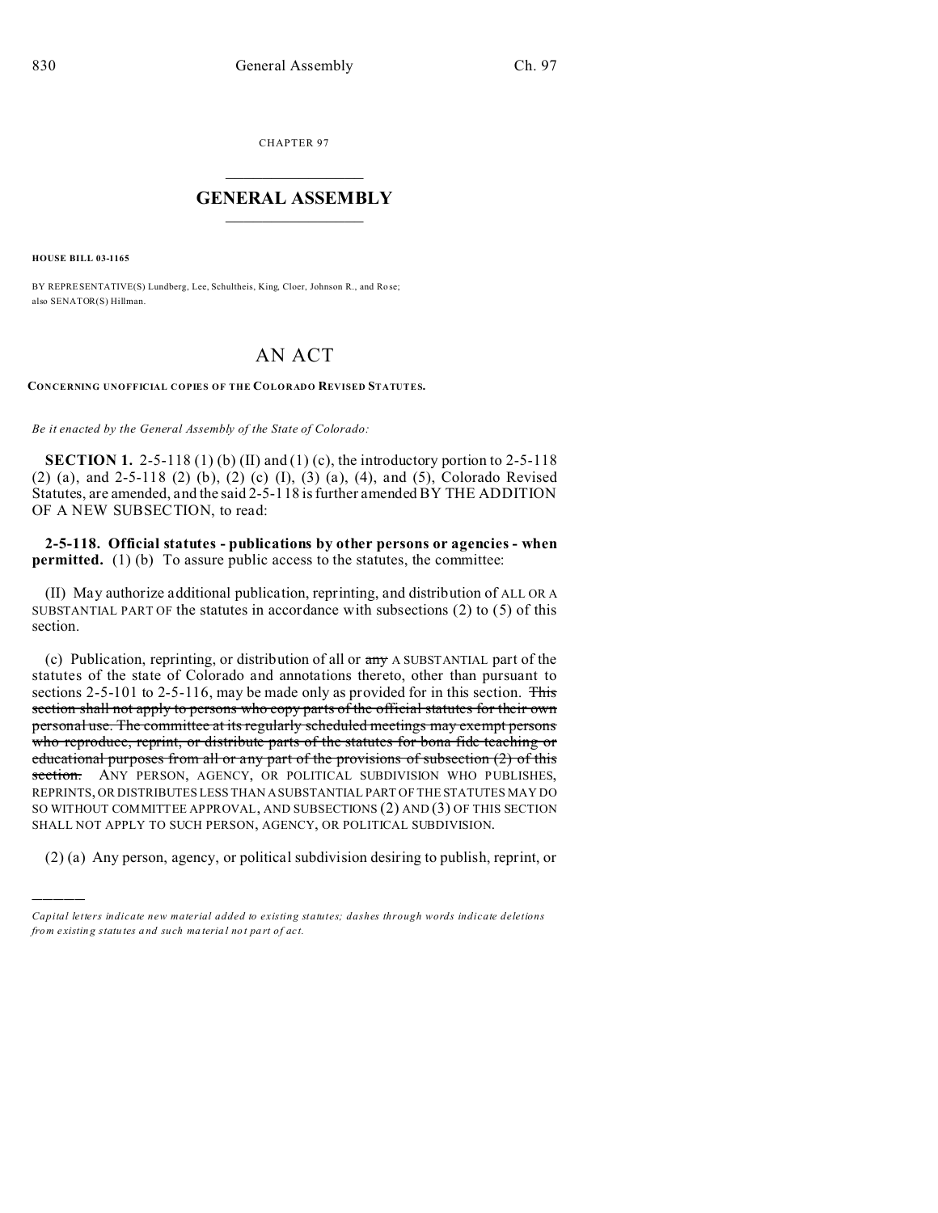CHAPTER 97

## GENERAL ASSEMBLY

**HOUSE BILL 03-1165**

BY REPRESENTATIVE(S) Lundberg, Lee, Schultheis, King, Cloer, Johnson R., and Rose; also SENATOR(S) Hillman.

# AN ACT

**CONCERNING UNOFFICIAL COPIES OF THE COLORADO REVISED STATUTES.**

*Be it enacted by the General Assembly of the State of Colorado:*

**SECTION 1.** 2-5-118 (1) (b) (II) and (1) (c), the introductory portion to 2-5-118 (2) (a), and 2-5-118 (2) (b), (2) (c) (I), (3) (a), (4), and (5), Colorado Revised Statutes, are amended, and the said 2-5-118 is further amended BY THE ADDITION OF A NEW SUBSECTION, to read:

**2-5-118. Official statutes - publications by other persons or agencies - when permitted.** (1) (b) To assure public access to the statutes, the committee:

(II) May authorize additional publication, reprinting, and distribution of ALL OR A SUBSTANTIAL PART OF the statutes in accordance with subsections (2) to (5) of this section.

(c) Publication, reprinting, or distribution of all or ~~any~~ A SUBSTANTIAL part of the statutes of the state of Colorado and annotations thereto, other than pursuant to sections 2-5-101 to 2-5-116, may be made only as provided for in this section. ~~This section shall not apply to persons who copy parts of the official statutes for their own personal use. The committee at its regularly scheduled meetings may exempt persons who reproduce, reprint, or distribute parts of the statutes for bona fide teaching or educational purposes from all or any part of the provisions of subsection (2) of this section.~~ ANY PERSON, AGENCY, OR POLITICAL SUBDIVISION WHO PUBLISHES, REPRINTS, OR DISTRIBUTES LESS THAN A SUBSTANTIAL PART OF THE STATUTES MAY DO SO WITHOUT COMMITTEE APPROVAL, AND SUBSECTIONS (2) AND (3) OF THIS SECTION SHALL NOT APPLY TO SUCH PERSON, AGENCY, OR POLITICAL SUBDIVISION.

(2) (a) Any person, agency, or political subdivision desiring to publish, reprint, or

---

*Capital letters indicate new material added to existing statutes; dashes through words indicate deletions from existing statutes and such material not part of act.*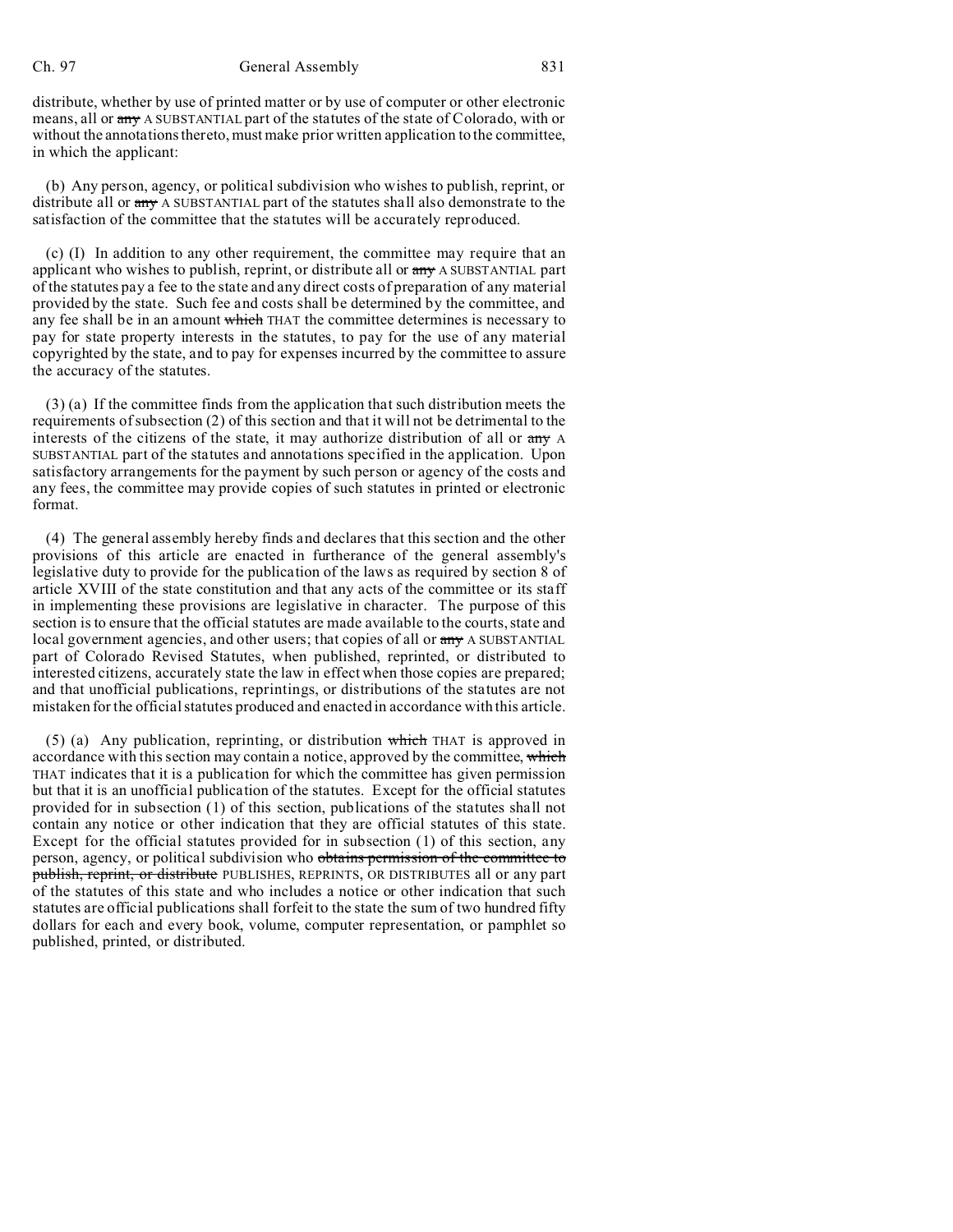distribute, whether by use of printed matter or by use of computer or other electronic means, all or ~~any~~ A SUBSTANTIAL part of the statutes of the state of Colorado, with or without the annotations thereto, must make prior written application to the committee, in which the applicant:

(b) Any person, agency, or political subdivision who wishes to publish, reprint, or distribute all or ~~any~~ A SUBSTANTIAL part of the statutes shall also demonstrate to the satisfaction of the committee that the statutes will be accurately reproduced.

(c) (I) In addition to any other requirement, the committee may require that an applicant who wishes to publish, reprint, or distribute all or ~~any~~ A SUBSTANTIAL part of the statutes pay a fee to the state and any direct costs of preparation of any material provided by the state. Such fee and costs shall be determined by the committee, and any fee shall be in an amount ~~which~~ THAT the committee determines is necessary to pay for state property interests in the statutes, to pay for the use of any material copyrighted by the state, and to pay for expenses incurred by the committee to assure the accuracy of the statutes.

(3) (a) If the committee finds from the application that such distribution meets the requirements of subsection (2) of this section and that it will not be detrimental to the interests of the citizens of the state, it may authorize distribution of all or ~~any~~ A SUBSTANTIAL part of the statutes and annotations specified in the application. Upon satisfactory arrangements for the payment by such person or agency of the costs and any fees, the committee may provide copies of such statutes in printed or electronic format.

(4) The general assembly hereby finds and declares that this section and the other provisions of this article are enacted in furtherance of the general assembly's legislative duty to provide for the publication of the laws as required by section 8 of article XVIII of the state constitution and that any acts of the committee or its staff in implementing these provisions are legislative in character. The purpose of this section is to ensure that the official statutes are made available to the courts, state and local government agencies, and other users; that copies of all or ~~any~~ A SUBSTANTIAL part of Colorado Revised Statutes, when published, reprinted, or distributed to interested citizens, accurately state the law in effect when those copies are prepared; and that unofficial publications, reprintings, or distributions of the statutes are not mistaken for the official statutes produced and enacted in accordance with this article.

(5) (a) Any publication, reprinting, or distribution ~~which~~ THAT is approved in accordance with this section may contain a notice, approved by the committee, ~~which~~ THAT indicates that it is a publication for which the committee has given permission but that it is an unofficial publication of the statutes. Except for the official statutes provided for in subsection (1) of this section, publications of the statutes shall not contain any notice or other indication that they are official statutes of this state. Except for the official statutes provided for in subsection (1) of this section, any person, agency, or political subdivision who ~~obtains permission of the committee to publish, reprint, or distribute~~ PUBLISHES, REPRINTS, OR DISTRIBUTES all or any part of the statutes of this state and who includes a notice or other indication that such statutes are official publications shall forfeit to the state the sum of two hundred fifty dollars for each and every book, volume, computer representation, or pamphlet so published, printed, or distributed.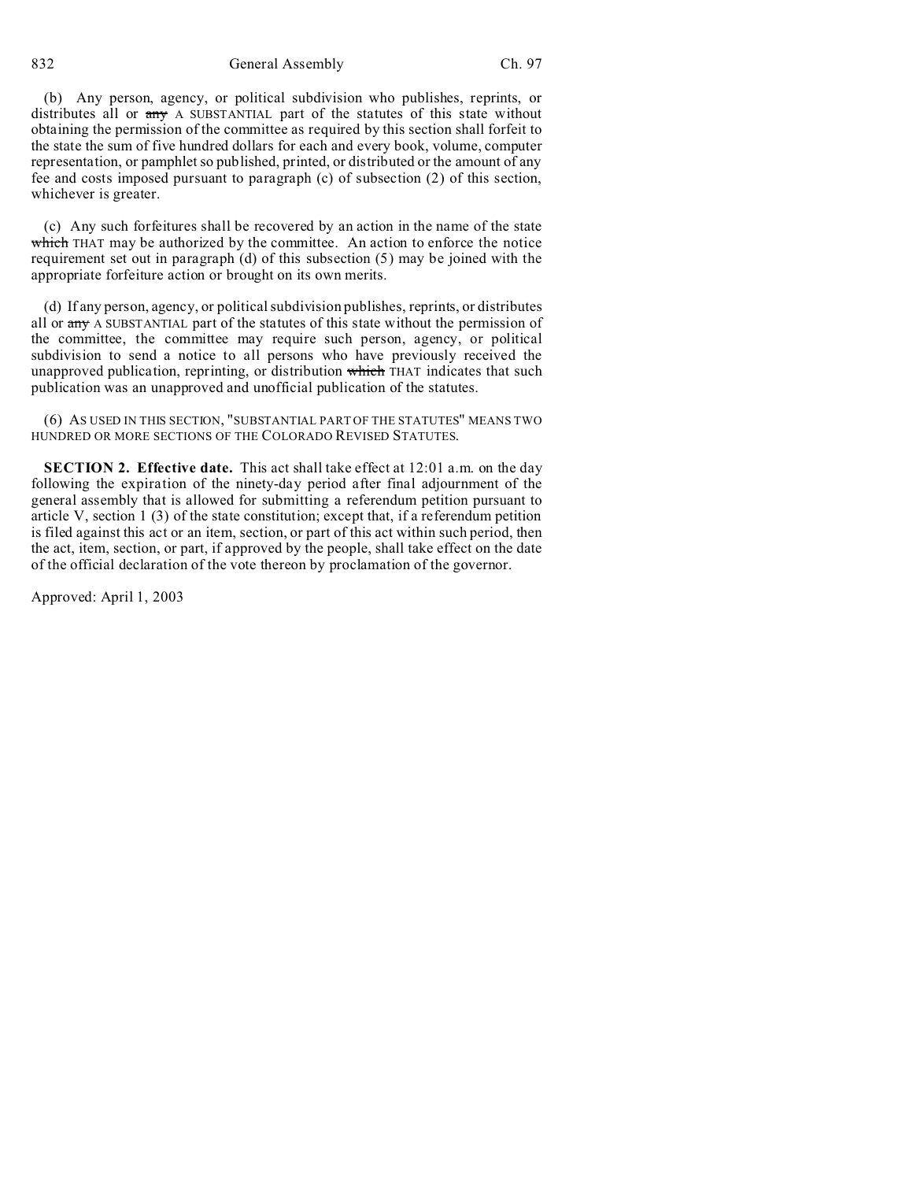(b) Any person, agency, or political subdivision who publishes, reprints, or distributes all or ~~any~~ A SUBSTANTIAL part of the statutes of this state without obtaining the permission of the committee as required by this section shall forfeit to the state the sum of five hundred dollars for each and every book, volume, computer representation, or pamphlet so published, printed, or distributed or the amount of any fee and costs imposed pursuant to paragraph (c) of subsection (2) of this section, whichever is greater.

(c) Any such forfeitures shall be recovered by an action in the name of the state ~~which~~ THAT may be authorized by the committee. An action to enforce the notice requirement set out in paragraph (d) of this subsection (5) may be joined with the appropriate forfeiture action or brought on its own merits.

(d) If any person, agency, or political subdivision publishes, reprints, or distributes all or ~~any~~ A SUBSTANTIAL part of the statutes of this state without the permission of the committee, the committee may require such person, agency, or political subdivision to send a notice to all persons who have previously received the unapproved publication, reprinting, or distribution ~~which~~ THAT indicates that such publication was an unapproved and unofficial publication of the statutes.

(6) AS USED IN THIS SECTION, "SUBSTANTIAL PART OF THE STATUTES" MEANS TWO HUNDRED OR MORE SECTIONS OF THE COLORADO REVISED STATUTES.

**SECTION 2. Effective date.** This act shall take effect at 12:01 a.m. on the day following the expiration of the ninety-day period after final adjournment of the general assembly that is allowed for submitting a referendum petition pursuant to article V, section 1 (3) of the state constitution; except that, if a referendum petition is filed against this act or an item, section, or part of this act within such period, then the act, item, section, or part, if approved by the people, shall take effect on the date of the official declaration of the vote thereon by proclamation of the governor.

Approved: April 1, 2003